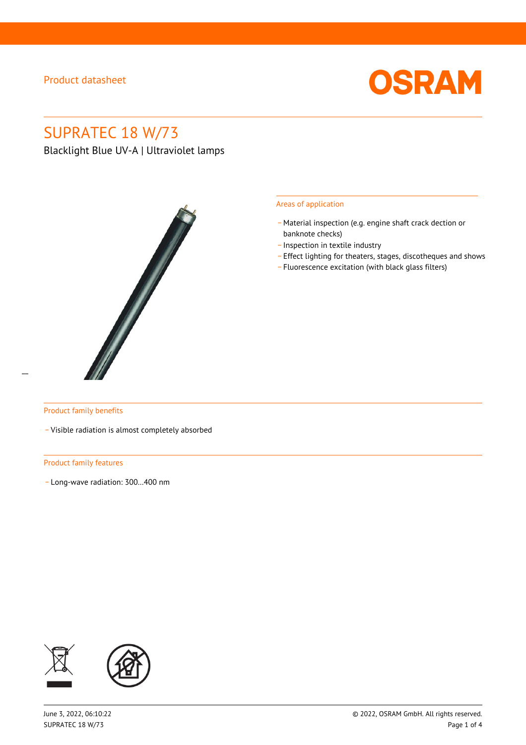Product datasheet

# SUPRATEC 18 W/73

Blacklight Blue UV-A | Ultraviolet lamps

## Areas of application

- Material inspection (e.g. engine shaft crack decţion or banknote checks)
- Inspection in textile industry
- Effect lighting for theaters, stages, discotheques and shows
- Fluorescence excitation (with black glass filters)

## Product family benefits

- Visible radiation is almost completely absorbed

## Product family features

- Long-wave radiation: 300…400 nm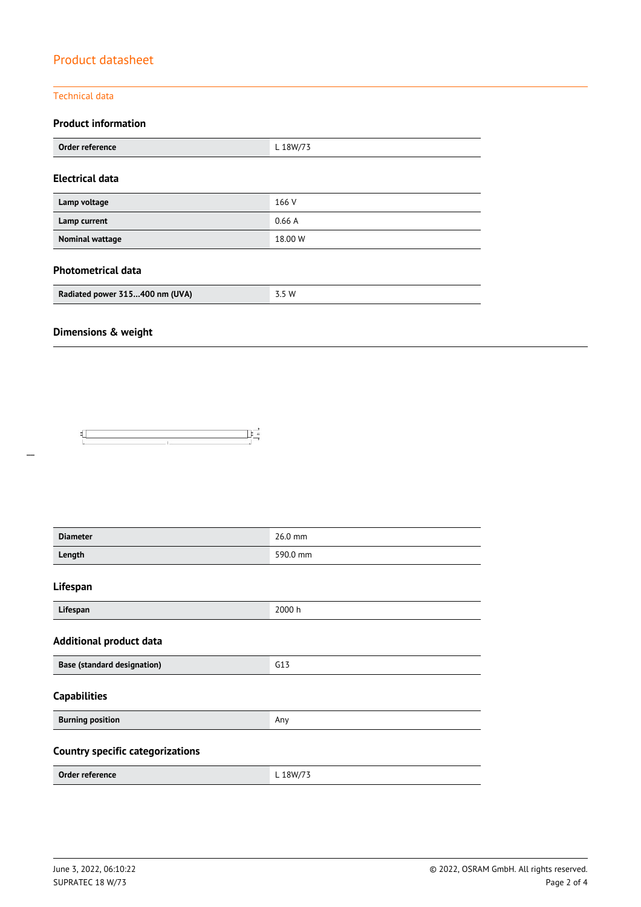# Product datasheet

## Technical data

### Product information

| Order reference | L 18W/73 |
| --- | --- |

### Electrical data

| Lamp voltage | 166 V |
| --- | --- |
| Lamp current | 0.66 A |
| Nominal wattage | 18.00 W |

### Photometrical data

| Radiated power 315...400 nm (UVA) | 3.5 W |
| --- | --- |

### Dimensions & weight

| Diameter | 26.0 mm |
| --- | --- |
| Length | 590.0 mm |

### Lifespan

| Lifespan | 2000 h |
| --- | --- |

### Additional product data

| Base (standard designation) | G13 |
| --- | --- |

### Capabilities

| Burning position | Any |
| --- | --- |

### Country specific categorizations

| Order reference | L 18W/73 |
| --- | --- |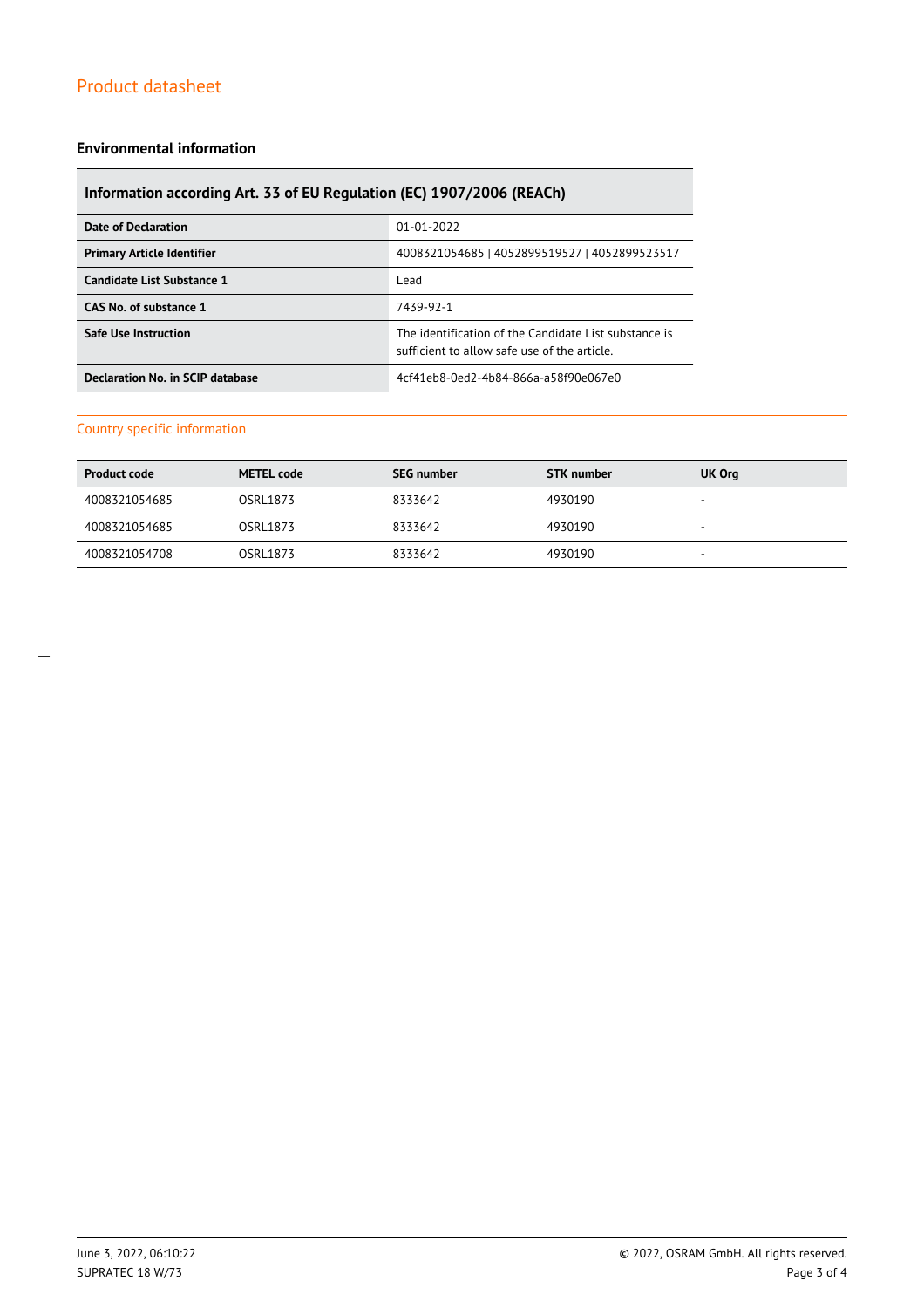## Environmental information

| Information according Art. 33 of EU Regulation (EC) 1907/2006 (REACh) | |
|---|---|
| **Date of Declaration** | 01-01-2022 |
| **Primary Article Identifier** | 4008321054685 \| 4052899519527 \| 4052899523517 |
| **Candidate List Substance 1** | Lead |
| **CAS No. of substance 1** | 7439-92-1 |
| **Safe Use Instruction** | The identification of the Candidate List substance is sufficient to allow safe use of the article. |
| **Declaration No. in SCIP database** | 4cf41eb8-0ed2-4b84-866a-a58f90e067e0 |

## Country specific information

| Product code | METEL code | SEG number | STK number | UK Org |
|---|---|---|---|---|
| 4008321054685 | OSRL1873 | 8333642 | 4930190 | - |
| 4008321054685 | OSRL1873 | 8333642 | 4930190 | - |
| 4008321054708 | OSRL1873 | 8333642 | 4930190 | - |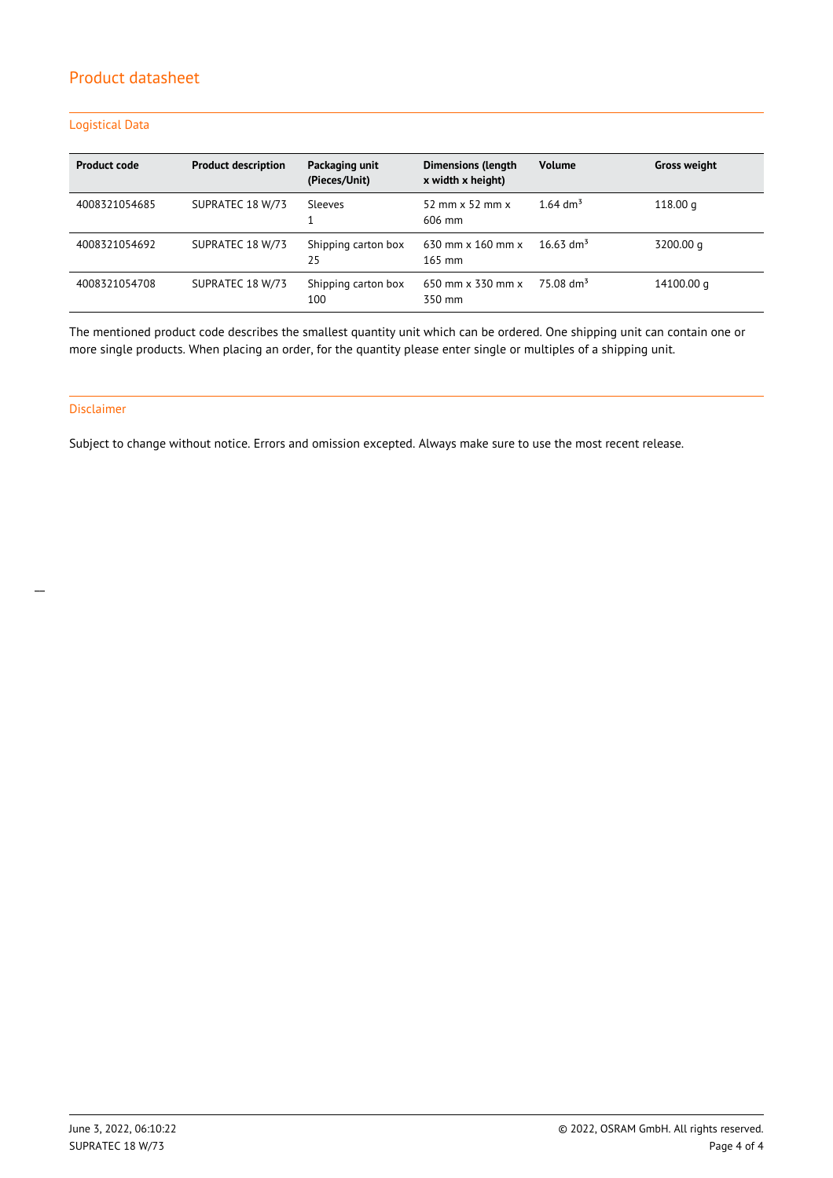## Logistical Data

| Product code | Product description | Packaging unit (Pieces/Unit) | Dimensions (length x width x height) | Volume | Gross weight |
|---|---|---|---|---|---|
| 4008321054685 | SUPRATEC 18 W/73 | Sleeves 1 | 52 mm x 52 mm x 606 mm | 1.64 $dm^3$ | 118.00 g |
| 4008321054692 | SUPRATEC 18 W/73 | Shipping carton box 25 | 630 mm x 160 mm x 165 mm | 16.63 $dm^3$ | 3200.00 g |
| 4008321054708 | SUPRATEC 18 W/73 | Shipping carton box 100 | 650 mm x 330 mm x 350 mm | 75.08 $dm^3$ | 14100.00 g |

The mentioned product code describes the smallest quantity unit which can be ordered. One shipping unit can contain one or more single products. When placing an order, for the quantity please enter single or multiples of a shipping unit.

## Disclaimer

Subject to change without notice. Errors and omission excepted. Always make sure to use the most recent release.